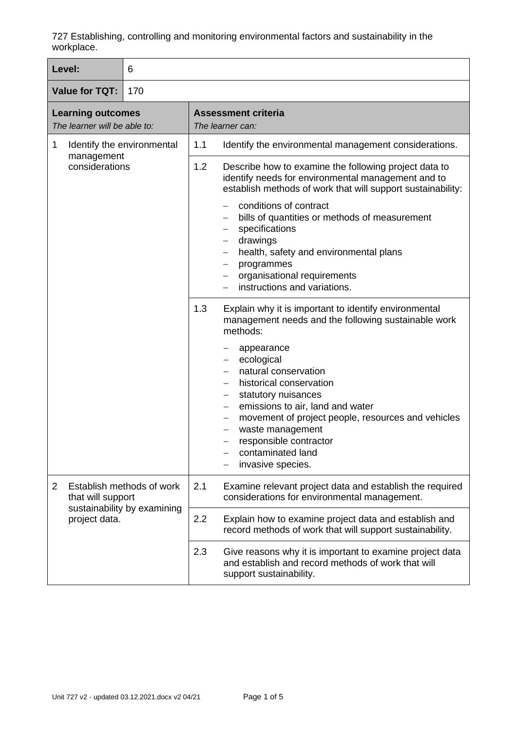727 Establishing, controlling and monitoring environmental factors and sustainability in the workplace.

| **Level:** | 6 |
|---|---|
| **Value for TQT:** | 170 |

| **Learning outcomes** *The learner will be able to:* | **Assessment criteria** *The learner can:* |
|---|---|
| 1 Identify the environmental management considerations | 1.1 Identify the environmental management considerations. |
| | 1.2 Describe how to examine the following project data to identify needs for environmental management and to establish methods of work that will support sustainability: <br>– conditions of contract <br>– bills of quantities or methods of measurement <br>– specifications <br>– drawings <br>– health, safety and environmental plans <br>– programmes <br>– organisational requirements <br>– instructions and variations. |
| | 1.3 Explain why it is important to identify environmental management needs and the following sustainable work methods: <br>– appearance <br>– ecological <br>– natural conservation <br>– historical conservation <br>– statutory nuisances <br>– emissions to air, land and water <br>– movement of project people, resources and vehicles <br>– waste management <br>– responsible contractor <br>– contaminated land <br>– invasive species. |
| 2 Establish methods of work that will support sustainability by examining project data. | 2.1 Examine relevant project data and establish the required considerations for environmental management. |
| | 2.2 Explain how to examine project data and establish and record methods of work that will support sustainability. |
| | 2.3 Give reasons why it is important to examine project data and establish and record methods of work that will support sustainability. |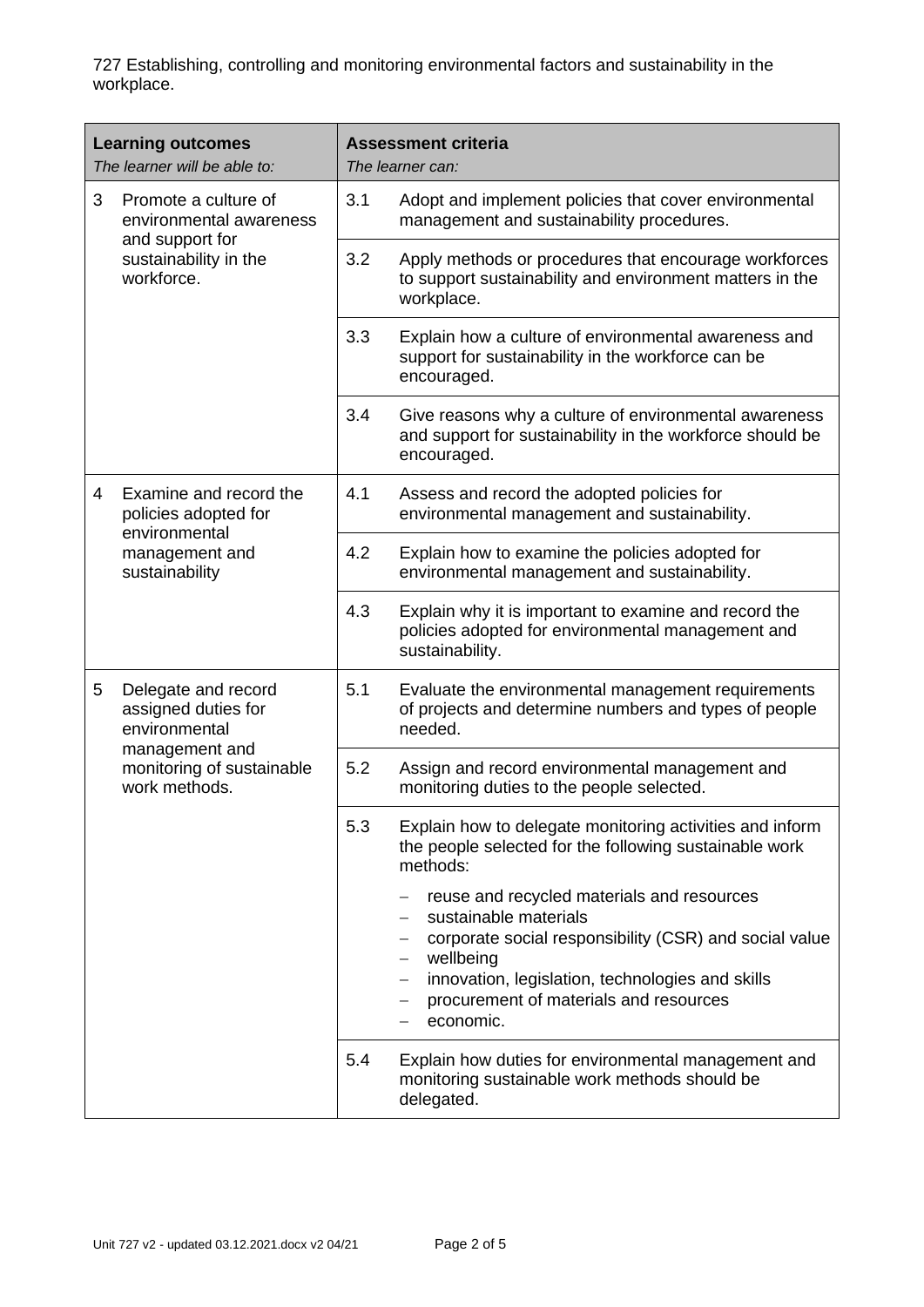727 Establishing, controlling and monitoring environmental factors and sustainability in the workplace.

| **Learning outcomes**<br>*The learner will be able to:* | **Assessment criteria**<br>*The learner can:* | |
|---|---|---|
| 3 Promote a culture of environmental awareness and support for sustainability in the workforce. | 3.1 | Adopt and implement policies that cover environmental management and sustainability procedures. |
| | 3.2 | Apply methods or procedures that encourage workforces to support sustainability and environment matters in the workplace. |
| | 3.3 | Explain how a culture of environmental awareness and support for sustainability in the workforce can be encouraged. |
| | 3.4 | Give reasons why a culture of environmental awareness and support for sustainability in the workforce should be encouraged. |
| 4 Examine and record the policies adopted for environmental management and sustainability | 4.1 | Assess and record the adopted policies for environmental management and sustainability. |
| | 4.2 | Explain how to examine the policies adopted for environmental management and sustainability. |
| | 4.3 | Explain why it is important to examine and record the policies adopted for environmental management and sustainability. |
| 5 Delegate and record assigned duties for environmental management and monitoring of sustainable work methods. | 5.1 | Evaluate the environmental management requirements of projects and determine numbers and types of people needed. |
| | 5.2 | Assign and record environmental management and monitoring duties to the people selected. |
| | 5.3 | Explain how to delegate monitoring activities and inform the people selected for the following sustainable work methods:<br>– reuse and recycled materials and resources<br>– sustainable materials<br>– corporate social responsibility (CSR) and social value<br>– wellbeing<br>– innovation, legislation, technologies and skills<br>– procurement of materials and resources<br>– economic. |
| | 5.4 | Explain how duties for environmental management and monitoring sustainable work methods should be delegated. |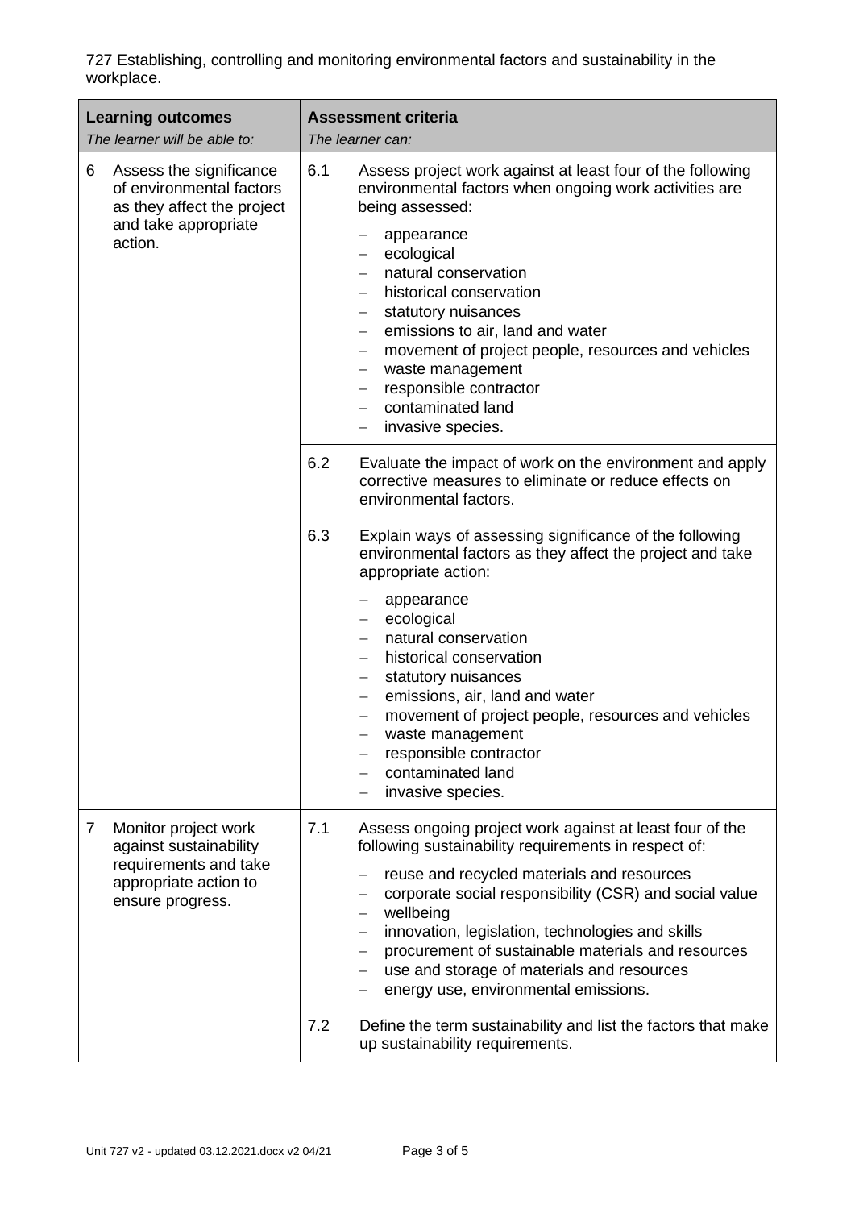727 Establishing, controlling and monitoring environmental factors and sustainability in the workplace.

| **Learning outcomes**<br>*The learner will be able to:* | **Assessment criteria**<br>*The learner can:* |
|---|---|
| 6 Assess the significance of environmental factors as they affect the project and take appropriate action. | 6.1 Assess project work against at least four of the following environmental factors when ongoing work activities are being assessed:<br>– appearance<br>– ecological<br>– natural conservation<br>– historical conservation<br>– statutory nuisances<br>– emissions to air, land and water<br>– movement of project people, resources and vehicles<br>– waste management<br>– responsible contractor<br>– contaminated land<br>– invasive species. |
| | 6.2 Evaluate the impact of work on the environment and apply corrective measures to eliminate or reduce effects on environmental factors. |
| | 6.3 Explain ways of assessing significance of the following environmental factors as they affect the project and take appropriate action:<br>– appearance<br>– ecological<br>– natural conservation<br>– historical conservation<br>– statutory nuisances<br>– emissions, air, land and water<br>– movement of project people, resources and vehicles<br>– waste management<br>– responsible contractor<br>– contaminated land<br>– invasive species. |
| 7 Monitor project work against sustainability requirements and take appropriate action to ensure progress. | 7.1 Assess ongoing project work against at least four of the following sustainability requirements in respect of:<br>– reuse and recycled materials and resources<br>– corporate social responsibility (CSR) and social value<br>– wellbeing<br>– innovation, legislation, technologies and skills<br>– procurement of sustainable materials and resources<br>– use and storage of materials and resources<br>– energy use, environmental emissions. |
| | 7.2 Define the term sustainability and list the factors that make up sustainability requirements. |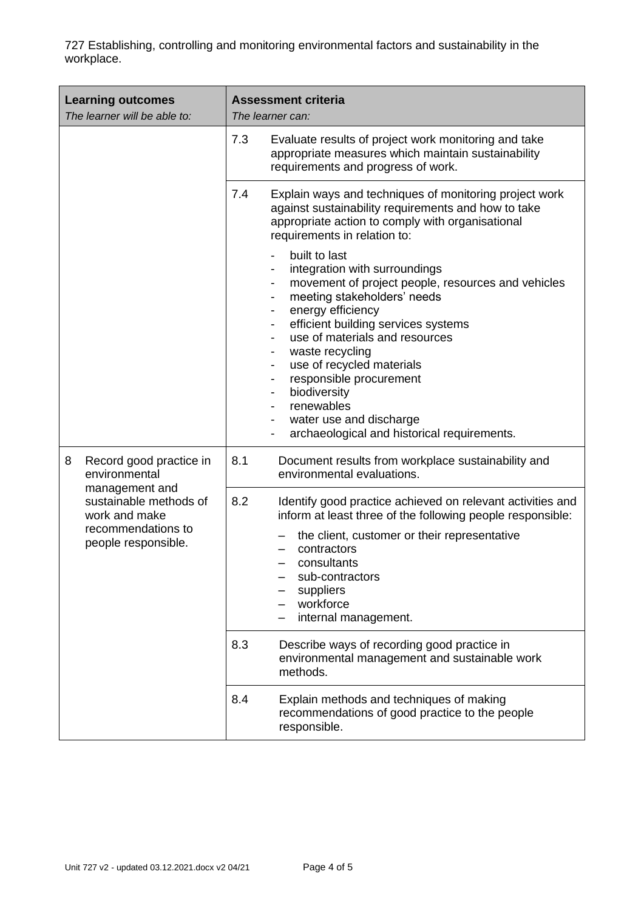727 Establishing, controlling and monitoring environmental factors and sustainability in the workplace.

| **Learning outcomes**<br>*The learner will be able to:* | **Assessment criteria**<br>*The learner can:* |
|---|---|
| | 7.3 Evaluate results of project work monitoring and take appropriate measures which maintain sustainability requirements and progress of work. |
| | 7.4 Explain ways and techniques of monitoring project work against sustainability requirements and how to take appropriate action to comply with organisational requirements in relation to:<br>- built to last<br>- integration with surroundings<br>- movement of project people, resources and vehicles<br>- meeting stakeholders' needs<br>- energy efficiency<br>- efficient building services systems<br>- use of materials and resources<br>- waste recycling<br>- use of recycled materials<br>- responsible procurement<br>- biodiversity<br>- renewables<br>- water use and discharge<br>- archaeological and historical requirements. |
| 8 Record good practice in environmental management and sustainable methods of work and make recommendations to people responsible. | 8.1 Document results from workplace sustainability and environmental evaluations. |
| | 8.2 Identify good practice achieved on relevant activities and inform at least three of the following people responsible:<br>– the client, customer or their representative<br>– contractors<br>– consultants<br>– sub-contractors<br>– suppliers<br>– workforce<br>– internal management. |
| | 8.3 Describe ways of recording good practice in environmental management and sustainable work methods. |
| | 8.4 Explain methods and techniques of making recommendations of good practice to the people responsible. |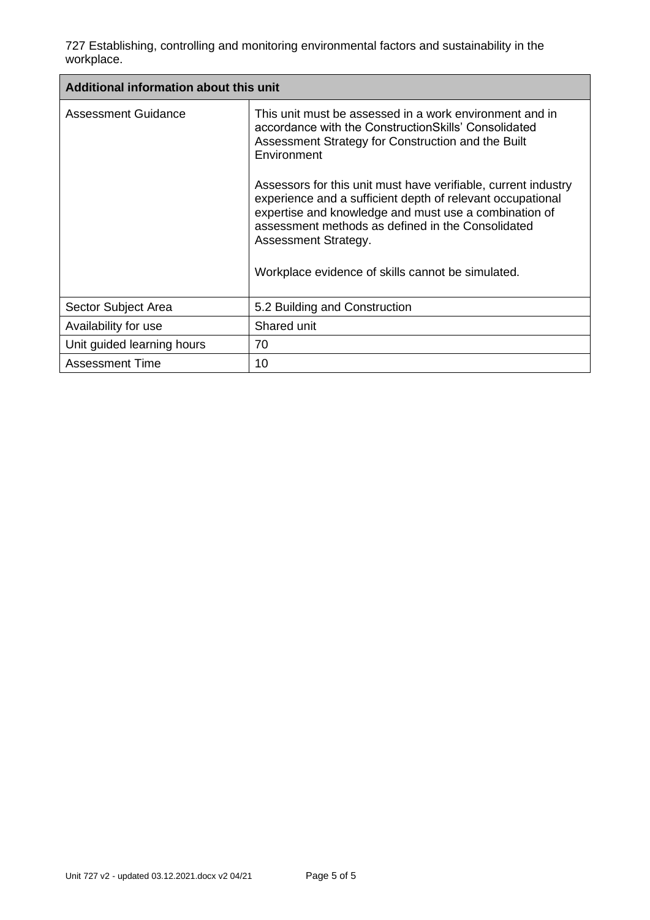727 Establishing, controlling and monitoring environmental factors and sustainability in the workplace.

| Additional information about this unit | |
|---|---|
| Assessment Guidance | This unit must be assessed in a work environment and in accordance with the ConstructionSkills' Consolidated Assessment Strategy for Construction and the Built Environment<br><br>Assessors for this unit must have verifiable, current industry experience and a sufficient depth of relevant occupational expertise and knowledge and must use a combination of assessment methods as defined in the Consolidated Assessment Strategy.<br><br>Workplace evidence of skills cannot be simulated. |
| Sector Subject Area | 5.2 Building and Construction |
| Availability for use | Shared unit |
| Unit guided learning hours | 70 |
| Assessment Time | 10 |